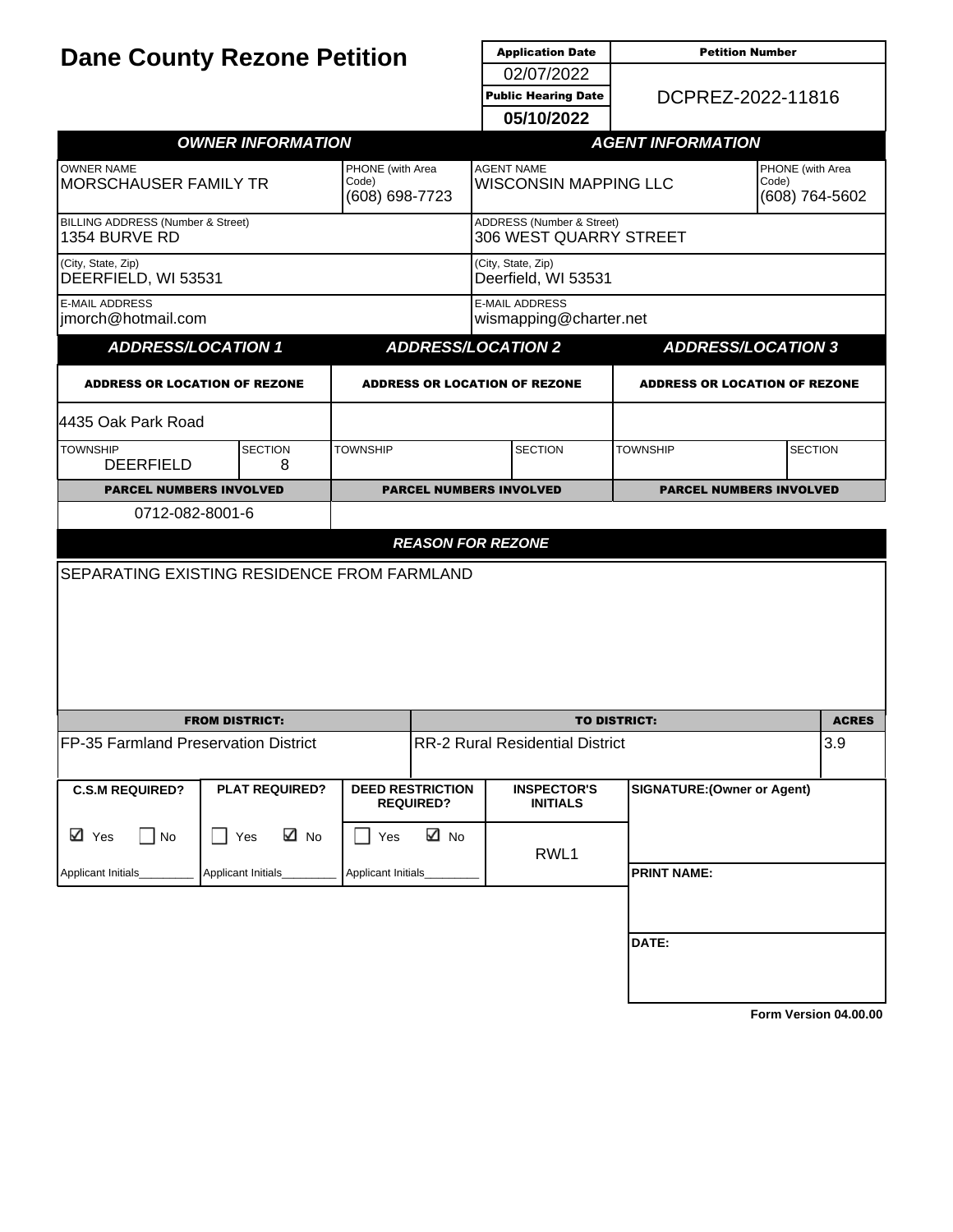# Dane County Rezone Petition

| Application Date | Petition Number |
|---|---|
| 02/07/2022 | DCPREZ-2022-11816 |
| **Public Hearing Date** | |
| **05/10/2022** | |

| ***OWNER INFORMATION*** | | ***AGENT INFORMATION*** | |
|---|---|---|---|
| OWNER NAME<br>MORSCHAUSER FAMILY TR | PHONE (with Area Code)<br>(608) 698-7723 | AGENT NAME<br>WISCONSIN MAPPING LLC | PHONE (with Area Code)<br>(608) 764-5602 |
| BILLING ADDRESS (Number & Street)<br>1354 BURVE RD | | ADDRESS (Number & Street)<br>306 WEST QUARRY STREET | |
| (City, State, Zip)<br>DEERFIELD, WI 53531 | | (City, State, Zip)<br>Deerfield, WI 53531 | |
| E-MAIL ADDRESS<br>jmorch@hotmail.com | | E-MAIL ADDRESS<br>wismapping@charter.net | |

| ***ADDRESS/LOCATION 1*** | | ***ADDRESS/LOCATION 2*** | | ***ADDRESS/LOCATION 3*** | |
|---|---|---|---|---|---|
| **ADDRESS OR LOCATION OF REZONE** | | **ADDRESS OR LOCATION OF REZONE** | | **ADDRESS OR LOCATION OF REZONE** | |
| 4435 Oak Park Road | | | | | |
| TOWNSHIP<br>DEERFIELD | SECTION<br>8 | TOWNSHIP | SECTION | TOWNSHIP | SECTION |
| **PARCEL NUMBERS INVOLVED** | | **PARCEL NUMBERS INVOLVED** | | **PARCEL NUMBERS INVOLVED** | |
| 0712-082-8001-6 | | | | | |

***REASON FOR REZONE***

SEPARATING EXISTING RESIDENCE FROM FARMLAND

| FROM DISTRICT: | TO DISTRICT: | ACRES |
|---|---|---|
| FP-35 Farmland Preservation District | RR-2 Rural Residential District | 3.9 |

| C.S.M REQUIRED? | PLAT REQUIRED? | DEED RESTRICTION REQUIRED? | INSPECTOR'S INITIALS | SIGNATURE:(Owner or Agent) |
|---|---|---|---|---|
| ☑ Yes ☐ No | ☐ Yes ☑ No | ☐ Yes ☑ No | RWL1 | |
| Applicant Initials________ | Applicant Initials________ | Applicant Initials________ | | **PRINT NAME:** |
| | | | | **DATE:** |

**Form Version 04.00.00**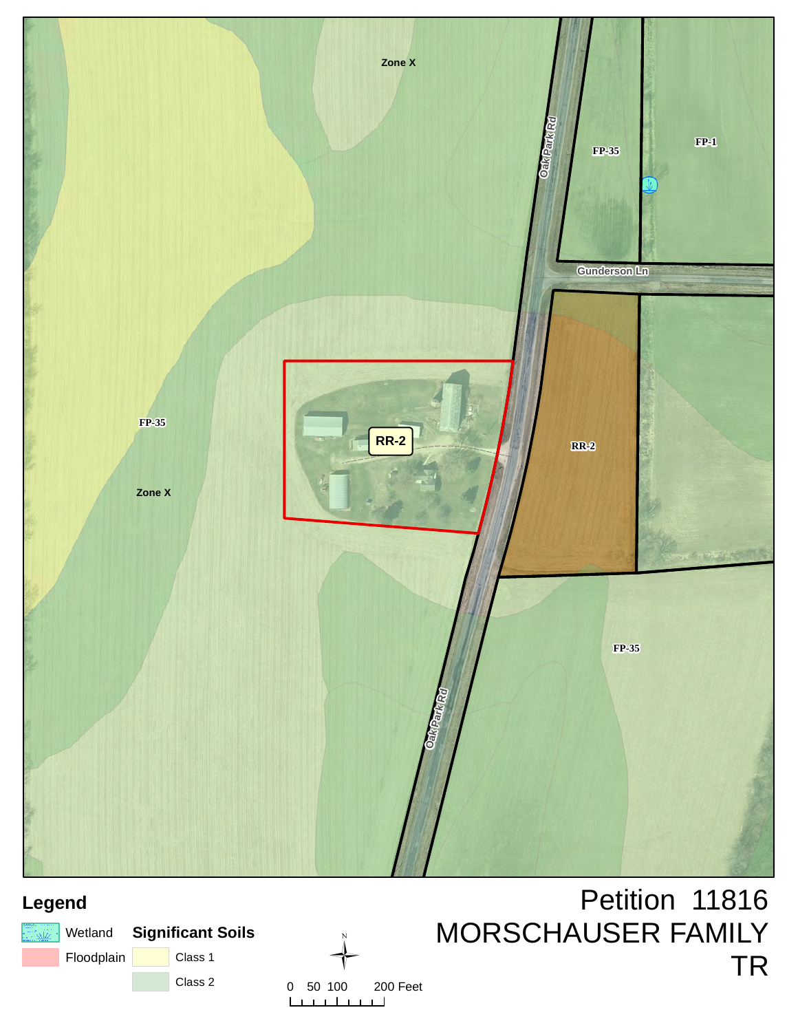Zone X

Oak Park Rd

FP-35

FP-1

Gunderson Ln

RR-2

RR-2

FP-35

Zone X

FP-35

Oak Park Rd

## Legend

Wetland

Floodplain

**Significant Soils**

Class 1

Class 2

N

0 50 100 200 Feet

# Petition 11816
# MORSCHAUSER FAMILY TR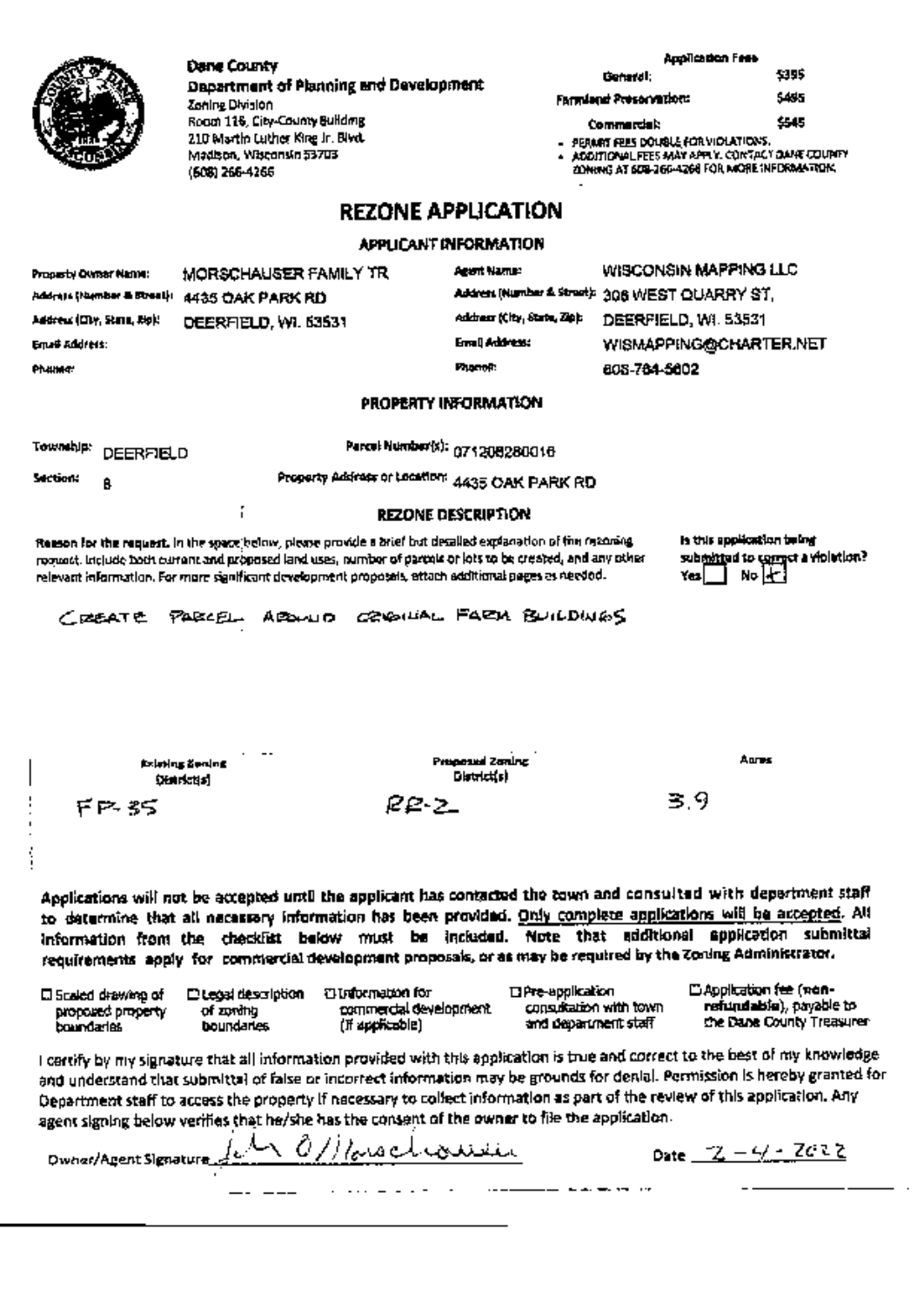Dane County
Department of Planning and Development
Zoning Division
Room 116, City-County Building
210 Martin Luther King Jr. Blvd.
Madison, Wisconsin 53703
(608) 266-4266

| Application Fees | |
|---|---|
| General: | $395 |
| Farmland Preservation: | $495 |
| Commercial: | $545 |

- PERMIT FEES DOUBLE FOR VIOLATIONS.
- ADDITIONAL FEES MAY APPLY. CONTACT DANE COUNTY ZONING AT 608-266-4266 FOR MORE INFORMATION.

# REZONE APPLICATION

## APPLICANT INFORMATION

| | | | |
|---|---|---|---|
| Property Owner Name: | MORSCHAUSER FAMILY TR | Agent Name: | WISCONSIN MAPPING LLC |
| Address (Number & Street): | 4435 OAK PARK RD | Address (Number & Street): | 306 WEST QUARRY ST, |
| Address (City, State, Zip): | DEERFIELD, WI. 53531 | Address (City, State, Zip): | DEERFIELD, WI. 53531 |
| Email Address: | | Email Address: | WISMAPPING@CHARTER.NET |
| Phone: | | Phone: | 608-764-5602 |

## PROPERTY INFORMATION

| | | | |
|---|---|---|---|
| Township: | DEERFIELD | Parcel Number(s): | 071208280016 |
| Section: | 8 | Property Address or Location: | 4435 OAK PARK RD |

## REZONE DESCRIPTION

Reason for the request. In the space below, please provide a brief but detailed explanation of the rezoning request. Include both current and proposed land uses, number of parcels or lots to be created, and any other relevant information. For more significant development proposals, attach additional pages as needed.

Is this application being submitted to correct a violation? Yes ☐ No ☒

CREATE PARCEL AROUND ORIGINAL FARM BUILDINGS

| Existing Zoning District(s) | Proposed Zoning District(s) | Acres |
|---|---|---|
| FP-35 | RR-2 | 3.9 |

**Applications will not be accepted until the applicant has contacted the town and consulted with department staff to determine that all necessary information has been provided. Only complete applications will be accepted. All information from the checklist below must be included. Note that additional application submittal requirements apply for commercial development proposals, or as may be required by the Zoning Administrator.**

- ☐ Scaled drawing of proposed property boundaries
- ☐ Legal description of zoning boundaries
- ☐ Information for commercial development (if applicable)
- ☐ Pre-application consultation with town and department staff
- ☐ Application fee (non-refundable), payable to the Dane County Treasurer

I certify by my signature that all information provided with this application is true and correct to the best of my knowledge and understand that submittal of false or incorrect information may be grounds for denial. Permission is hereby granted for Department staff to access the property if necessary to collect information as part of the review of this application. Any agent signing below verifies that he/she has the consent of the owner to file the application.

Owner/Agent Signature: [signature] Date: 2-4-2022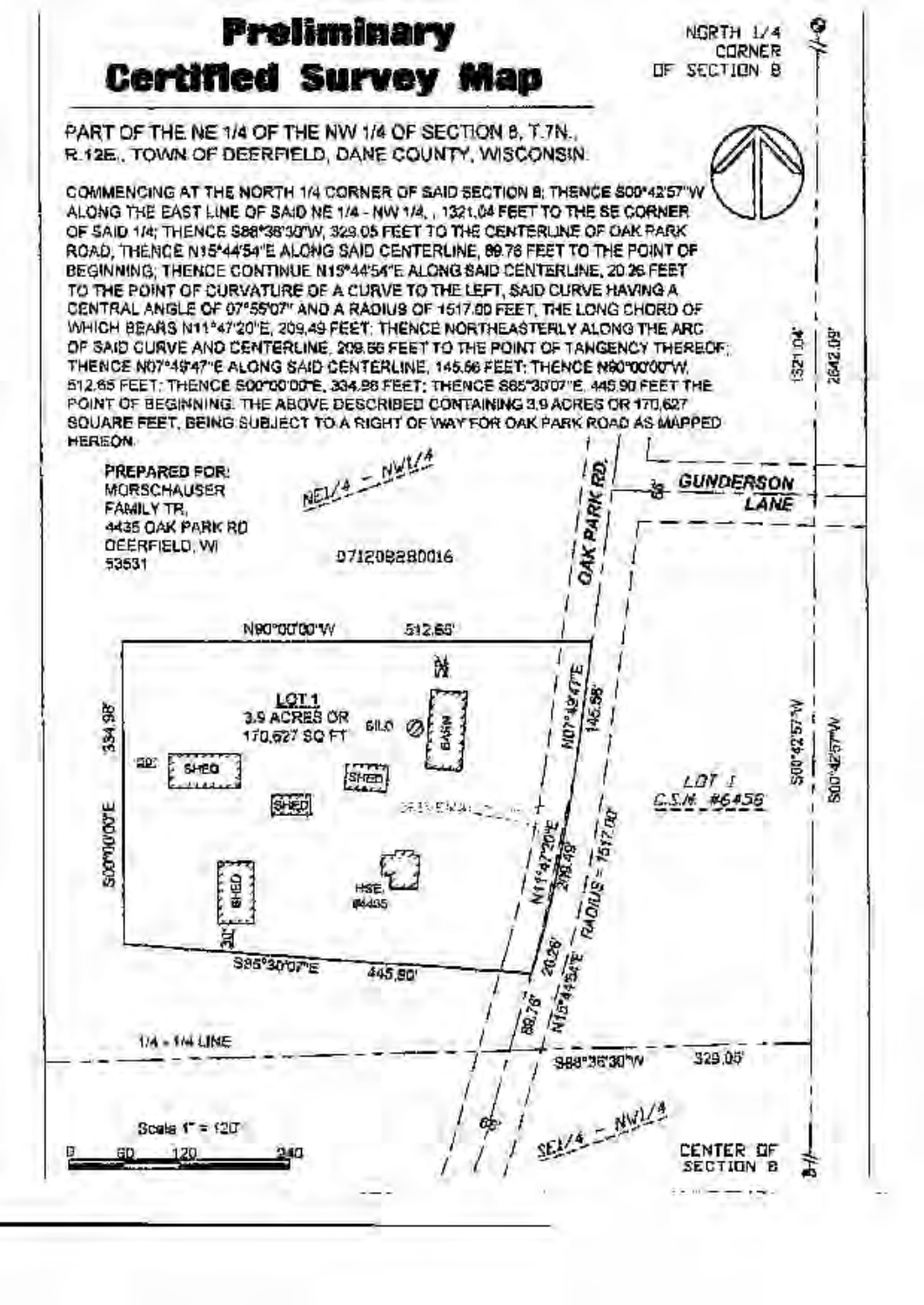# Preliminary Certified Survey Map

NORTH 1/4 CORNER OF SECTION 8

PART OF THE NE 1/4 OF THE NW 1/4 OF SECTION 8, T.7N., R.12E., TOWN OF DEERFIELD, DANE COUNTY, WISCONSIN.

COMMENCING AT THE NORTH 1/4 CORNER OF SAID SECTION 8; THENCE S00°42'57"W ALONG THE EAST LINE OF SAID NE 1/4 - NW 1/4, , 1321.04 FEET TO THE SE CORNER OF SAID 1/4; THENCE S88°36'30"W, 329.05 FEET TO THE CENTERLINE OF OAK PARK ROAD; THENCE N15°44'54"E ALONG SAID CENTERLINE, 89.76 FEET TO THE POINT OF BEGINNING; THENCE CONTINUE N15°44'54"E ALONG SAID CENTERLINE, 20.26 FEET TO THE POINT OF CURVATURE OF A CURVE TO THE LEFT, SAID CURVE HAVING A CENTRAL ANGLE OF 07°55'07" AND A RADIUS OF 1517.00 FEET, THE LONG CHORD OF WHICH BEARS N11°47'20"E, 209.49 FEET; THENCE NORTHEASTERLY ALONG THE ARC OF SAID CURVE AND CENTERLINE, 209.66 FEET TO THE POINT OF TANGENCY THEREOF; THENCE N07°49'47"E ALONG SAID CENTERLINE, 145.66 FEET; THENCE N90°00'00"W, 512.65 FEET; THENCE S00°00'00"E, 334.98 FEET; THENCE S85°30'07"E, 445.90 FEET THE POINT OF BEGINNING. THE ABOVE DESCRIBED CONTAINING 3.9 ACRES OR 170,627 SQUARE FEET, BEING SUBJECT TO A RIGHT OF WAY FOR OAK PARK ROAD AS MAPPED HEREON.

PREPARED FOR:
MORSCHAUSER FAMILY TR.
4435 OAK PARK RD
DEERFIELD, WI
53531

NE1/4 – NW1/4

071208280016

OAK PARK RD.

GUNDERSON LANE

N90°00'00"W 512.65'

LOT 1
3.9 ACRES OR
170,627 SQ FT

SILO

BARN

SHED

SHED

SHED

SHED

HSE. #4435

S00°00'00"E 334.98'

S85°30'07"E 445.90'

N07°49'47"E 145.66'

N11°47'20"E 209.49'

RADIUS = 1517.00'

20.26'

N15°44'54"E

89.76'

LOT 1
C.S.M. #6456

1321.04'

2642.09'

S00°42'57"W

S00°42'57"W

1/4 - 1/4 LINE

S88°36'30"W 329.05'

66'

SE1/4 – NW1/4

CENTER OF SECTION 8

Scale 1" = 120'

0 60 120 240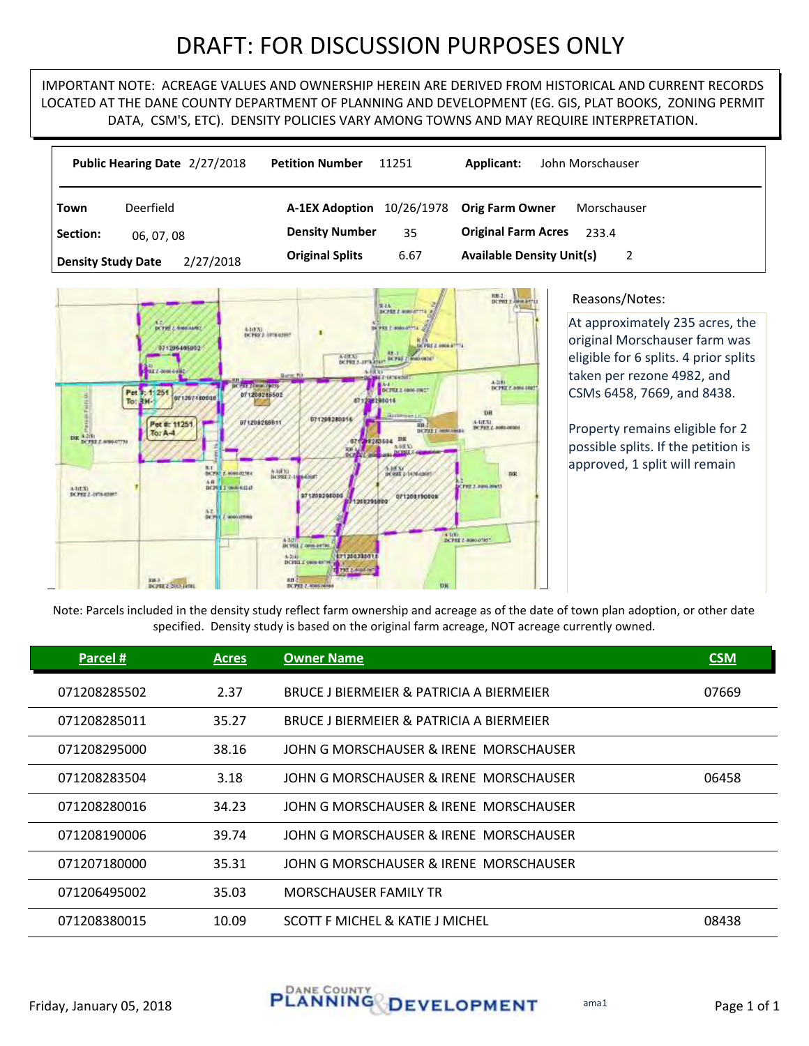# DRAFT: FOR DISCUSSION PURPOSES ONLY

IMPORTANT NOTE: ACREAGE VALUES AND OWNERSHIP HEREIN ARE DERIVED FROM HISTORICAL AND CURRENT RECORDS LOCATED AT THE DANE COUNTY DEPARTMENT OF PLANNING AND DEVELOPMENT (EG. GIS, PLAT BOOKS, ZONING PERMIT DATA, CSM'S, ETC). DENSITY POLICIES VARY AMONG TOWNS AND MAY REQUIRE INTERPRETATION.

| | | | | | |
|---|---|---|---|---|---|
| **Public Hearing Date** | 2/27/2018 | **Petition Number** | 11251 | **Applicant:** | John Morschauser |
| **Town** | Deerfield | **A-1EX Adoption** | 10/26/1978 | **Orig Farm Owner** | Morschauser |
| **Section:** | 06, 07, 08 | **Density Number** | 35 | **Original Farm Acres** | 233.4 |
| **Density Study Date** | 2/27/2018 | **Original Splits** | 6.67 | **Available Density Unit(s)** | 2 |

Reasons/Notes:

At approximately 235 acres, the original Morschauser farm was eligible for 6 splits. 4 prior splits taken per rezone 4982, and CSMs 6458, 7669, and 8438.

Property remains eligible for 2 possible splits. If the petition is approved, 1 split will remain

Note: Parcels included in the density study reflect farm ownership and acreage as of the date of town plan adoption, or other date specified. Density study is based on the original farm acreage, NOT acreage currently owned.

| Parcel # | Acres | Owner Name | CSM |
|---|---|---|---|
| 071208285502 | 2.37 | BRUCE J BIERMEIER & PATRICIA A BIERMEIER | 07669 |
| 071208285011 | 35.27 | BRUCE J BIERMEIER & PATRICIA A BIERMEIER | |
| 071208295000 | 38.16 | JOHN G MORSCHAUSER & IRENE MORSCHAUSER | |
| 071208283504 | 3.18 | JOHN G MORSCHAUSER & IRENE MORSCHAUSER | 06458 |
| 071208280016 | 34.23 | JOHN G MORSCHAUSER & IRENE MORSCHAUSER | |
| 071208190006 | 39.74 | JOHN G MORSCHAUSER & IRENE MORSCHAUSER | |
| 071207180000 | 35.31 | JOHN G MORSCHAUSER & IRENE MORSCHAUSER | |
| 071206495002 | 35.03 | MORSCHAUSER FAMILY TR | |
| 071208380015 | 10.09 | SCOTT F MICHEL & KATIE J MICHEL | 08438 |

Friday, January 05, 2018

DANE COUNTY PLANNING & DEVELOPMENT

ama1